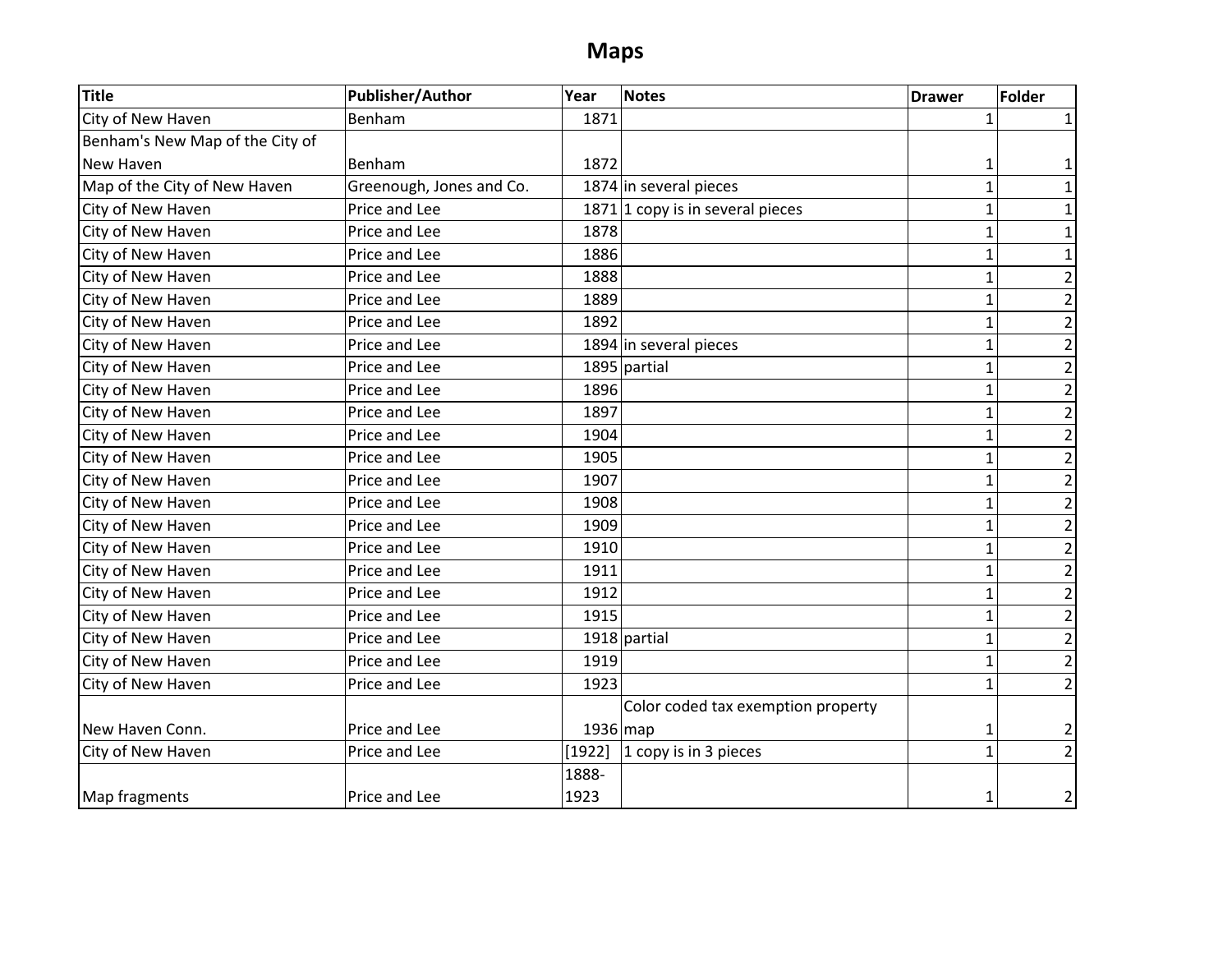# Maps

| Title | Publisher/Author | Year | Notes | Drawer | Folder |
|---|---|---|---|---|---|
| City of New Haven | Benham | 1871 | | 1 | 1 |
| Benham's New Map of the City of New Haven | Benham | 1872 | | 1 | 1 |
| Map of the City of New Haven | Greenough, Jones and Co. | 1874 | in several pieces | 1 | 1 |
| City of New Haven | Price and Lee | 1871 | 1 copy is in several pieces | 1 | 1 |
| City of New Haven | Price and Lee | 1878 | | 1 | 1 |
| City of New Haven | Price and Lee | 1886 | | 1 | 1 |
| City of New Haven | Price and Lee | 1888 | | 1 | 2 |
| City of New Haven | Price and Lee | 1889 | | 1 | 2 |
| City of New Haven | Price and Lee | 1892 | | 1 | 2 |
| City of New Haven | Price and Lee | 1894 | in several pieces | 1 | 2 |
| City of New Haven | Price and Lee | 1895 | partial | 1 | 2 |
| City of New Haven | Price and Lee | 1896 | | 1 | 2 |
| City of New Haven | Price and Lee | 1897 | | 1 | 2 |
| City of New Haven | Price and Lee | 1904 | | 1 | 2 |
| City of New Haven | Price and Lee | 1905 | | 1 | 2 |
| City of New Haven | Price and Lee | 1907 | | 1 | 2 |
| City of New Haven | Price and Lee | 1908 | | 1 | 2 |
| City of New Haven | Price and Lee | 1909 | | 1 | 2 |
| City of New Haven | Price and Lee | 1910 | | 1 | 2 |
| City of New Haven | Price and Lee | 1911 | | 1 | 2 |
| City of New Haven | Price and Lee | 1912 | | 1 | 2 |
| City of New Haven | Price and Lee | 1915 | | 1 | 2 |
| City of New Haven | Price and Lee | 1918 | partial | 1 | 2 |
| City of New Haven | Price and Lee | 1919 | | 1 | 2 |
| City of New Haven | Price and Lee | 1923 | | 1 | 2 |
| New Haven Conn. | Price and Lee | 1936 | Color coded tax exemption property map | 1 | 2 |
| City of New Haven | Price and Lee | [1922] | 1 copy is in 3 pieces | 1 | 2 |
| Map fragments | Price and Lee | 1888-1923 | | 1 | 2 |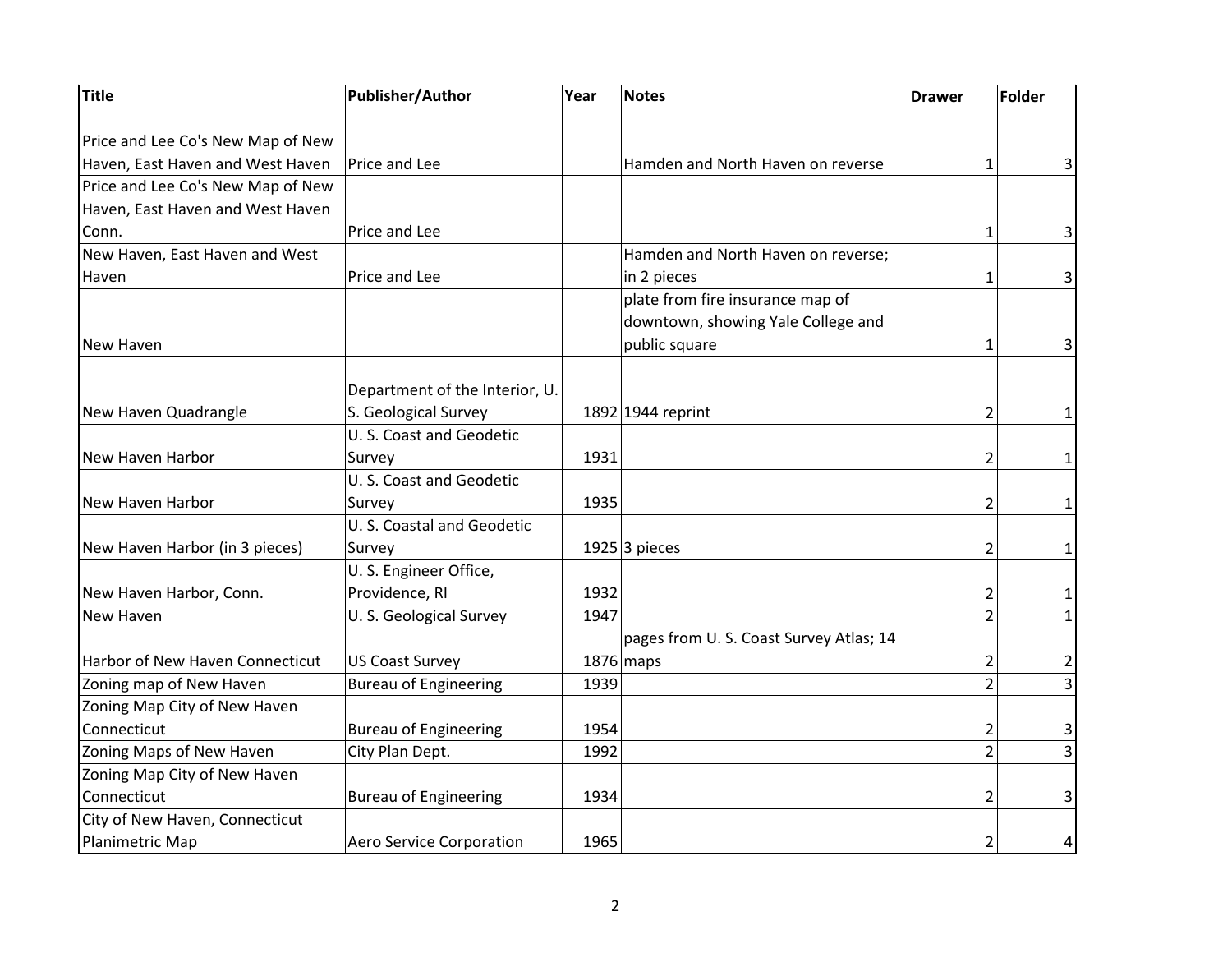| Title | Publisher/Author | Year | Notes | Drawer | Folder |
|---|---|---|---|---|---|
| Price and Lee Co's New Map of New Haven, East Haven and West Haven | Price and Lee | | Hamden and North Haven on reverse | 1 | 3 |
| Price and Lee Co's New Map of New Haven, East Haven and West Haven Conn. | Price and Lee | | | 1 | 3 |
| New Haven, East Haven and West Haven | Price and Lee | | Hamden and North Haven on reverse; in 2 pieces | 1 | 3 |
| New Haven | | | plate from fire insurance map of downtown, showing Yale College and public square | 1 | 3 |
| New Haven Quadrangle | Department of the Interior, U. S. Geological Survey | 1892 | 1944 reprint | 2 | 1 |
| New Haven Harbor | U. S. Coast and Geodetic Survey | 1931 | | 2 | 1 |
| New Haven Harbor | U. S. Coast and Geodetic Survey | 1935 | | 2 | 1 |
| New Haven Harbor (in 3 pieces) | U. S. Coastal and Geodetic Survey | 1925 | 3 pieces | 2 | 1 |
| New Haven Harbor, Conn. | U. S. Engineer Office, Providence, RI | 1932 | | 2 | 1 |
| New Haven | U. S. Geological Survey | 1947 | | 2 | 1 |
| Harbor of New Haven Connecticut | US Coast Survey | 1876 | pages from U. S. Coast Survey Atlas; 14 maps | 2 | 2 |
| Zoning map of New Haven | Bureau of Engineering | 1939 | | 2 | 3 |
| Zoning Map City of New Haven Connecticut | Bureau of Engineering | 1954 | | 2 | 3 |
| Zoning Maps of New Haven | City Plan Dept. | 1992 | | 2 | 3 |
| Zoning Map City of New Haven Connecticut | Bureau of Engineering | 1934 | | 2 | 3 |
| City of New Haven, Connecticut Planimetric Map | Aero Service Corporation | 1965 | | 2 | 4 |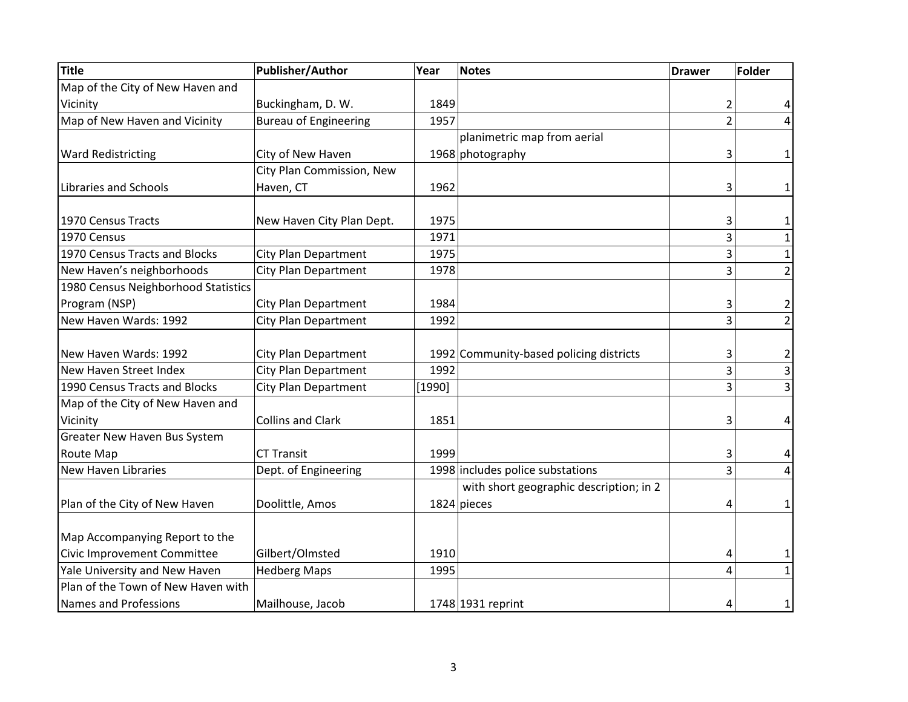| Title | Publisher/Author | Year | Notes | Drawer | Folder |
| --- | --- | --- | --- | --- | --- |
| Map of the City of New Haven and Vicinity | Buckingham, D. W. | 1849 | | 2 | 4 |
| Map of New Haven and Vicinity | Bureau of Engineering | 1957 | | 2 | 4 |
| Ward Redistricting | City of New Haven | 1968 | planimetric map from aerial photography | 3 | 1 |
| Libraries and Schools | City Plan Commission, New Haven, CT | 1962 | | 3 | 1 |
| 1970 Census Tracts | New Haven City Plan Dept. | 1975 | | 3 | 1 |
| 1970 Census | | 1971 | | 3 | 1 |
| 1970 Census Tracts and Blocks | City Plan Department | 1975 | | 3 | 1 |
| New Haven's neighborhoods | City Plan Department | 1978 | | 3 | 2 |
| 1980 Census Neighborhood Statistics Program (NSP) | City Plan Department | 1984 | | 3 | 2 |
| New Haven Wards: 1992 | City Plan Department | 1992 | | 3 | 2 |
| New Haven Wards: 1992 | City Plan Department | 1992 | Community-based policing districts | 3 | 2 |
| New Haven Street Index | City Plan Department | 1992 | | 3 | 3 |
| 1990 Census Tracts and Blocks | City Plan Department | [1990] | | 3 | 3 |
| Map of the City of New Haven and Vicinity | Collins and Clark | 1851 | | 3 | 4 |
| Greater New Haven Bus System Route Map | CT Transit | 1999 | | 3 | 4 |
| New Haven Libraries | Dept. of Engineering | 1998 | includes police substations | 3 | 4 |
| Plan of the City of New Haven | Doolittle, Amos | 1824 | with short geographic description; in 2 pieces | 4 | 1 |
| Map Accompanying Report to the Civic Improvement Committee | Gilbert/Olmsted | 1910 | | 4 | 1 |
| Yale University and New Haven | Hedberg Maps | 1995 | | 4 | 1 |
| Plan of the Town of New Haven with Names and Professions | Mailhouse, Jacob | 1748 | 1931 reprint | 4 | 1 |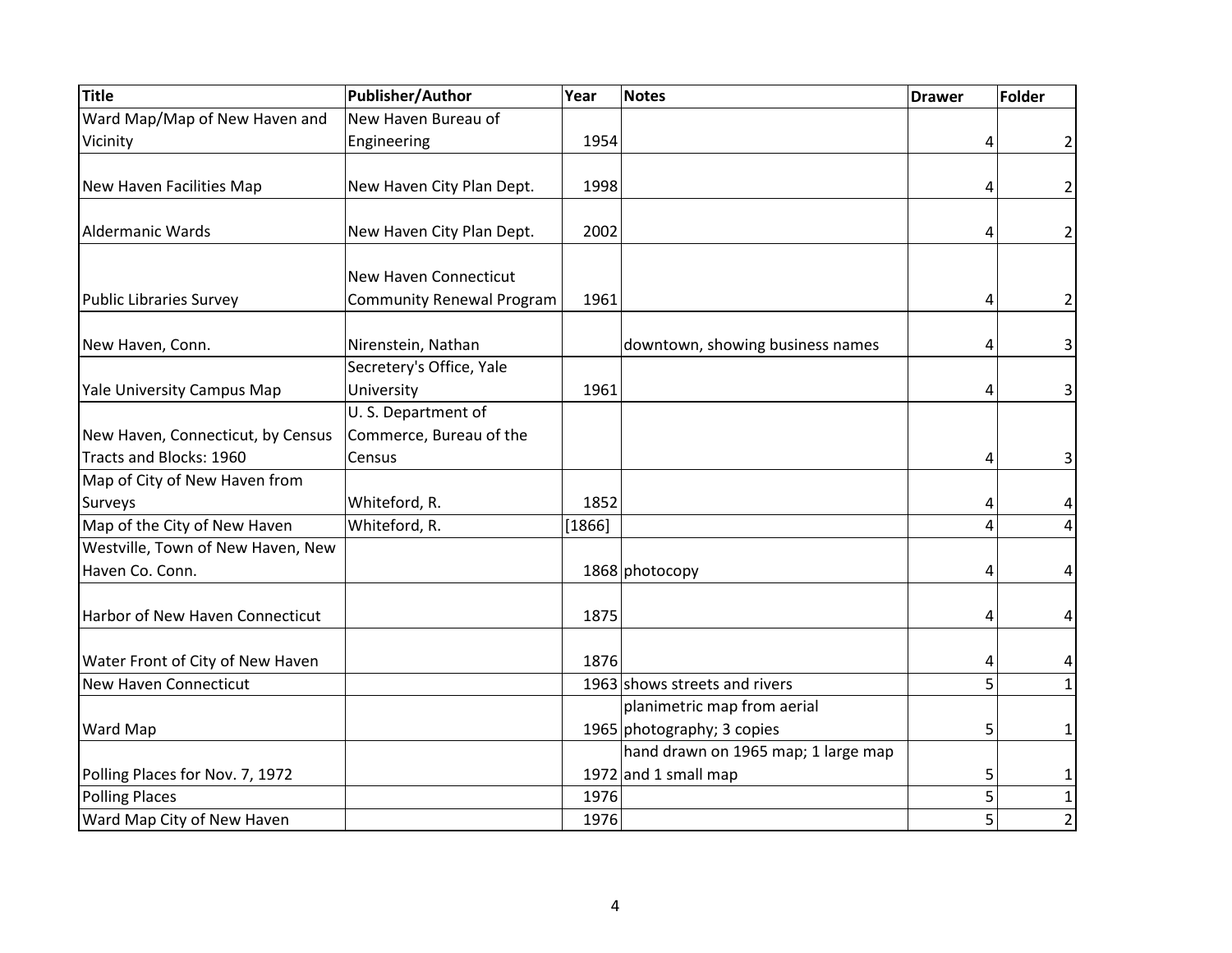| Title | Publisher/Author | Year | Notes | Drawer | Folder |
|---|---|---|---|---|---|
| Ward Map/Map of New Haven and Vicinity | New Haven Bureau of Engineering | 1954 | | 4 | 2 |
| New Haven Facilities Map | New Haven City Plan Dept. | 1998 | | 4 | 2 |
| Aldermanic Wards | New Haven City Plan Dept. | 2002 | | 4 | 2 |
| Public Libraries Survey | New Haven Connecticut Community Renewal Program | 1961 | | 4 | 2 |
| New Haven, Conn. | Nirenstein, Nathan | | downtown, showing business names | 4 | 3 |
| Yale University Campus Map | Secretery's Office, Yale University | 1961 | | 4 | 3 |
| New Haven, Connecticut, by Census Tracts and Blocks: 1960 | U. S. Department of Commerce, Bureau of the Census | | | 4 | 3 |
| Map of City of New Haven from Surveys | Whiteford, R. | 1852 | | 4 | 4 |
| Map of the City of New Haven | Whiteford, R. | [1866] | | 4 | 4 |
| Westville, Town of New Haven, New Haven Co. Conn. | | 1868 | photocopy | 4 | 4 |
| Harbor of New Haven Connecticut | | 1875 | | 4 | 4 |
| Water Front of City of New Haven | | 1876 | | 4 | 4 |
| New Haven Connecticut | | 1963 | shows streets and rivers | 5 | 1 |
| Ward Map | | 1965 | planimetric map from aerial photography; 3 copies | 5 | 1 |
| Polling Places for Nov. 7, 1972 | | 1972 | hand drawn on 1965 map; 1 large map and 1 small map | 5 | 1 |
| Polling Places | | 1976 | | 5 | 1 |
| Ward Map City of New Haven | | 1976 | | 5 | 2 |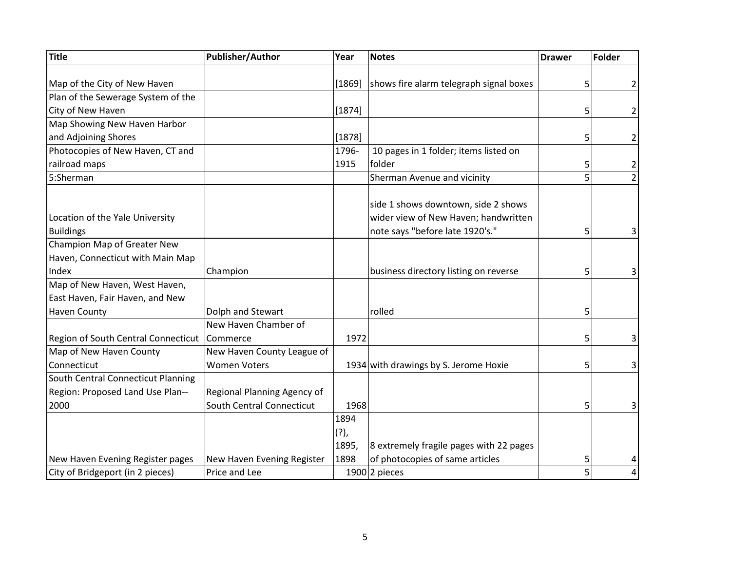| Title | Publisher/Author | Year | Notes | Drawer | Folder |
|---|---|---|---|---|---|
| Map of the City of New Haven | | [1869] | shows fire alarm telegraph signal boxes | 5 | 2 |
| Plan of the Sewerage System of the City of New Haven | | [1874] | | 5 | 2 |
| Map Showing New Haven Harbor and Adjoining Shores | | [1878] | | 5 | 2 |
| Photocopies of New Haven, CT and railroad maps | | 1796-1915 | 10 pages in 1 folder; items listed on folder | 5 | 2 |
| 5:Sherman | | | Sherman Avenue and vicinity | 5 | 2 |
| Location of the Yale University Buildings | | | side 1 shows downtown, side 2 shows wider view of New Haven; handwritten note says "before late 1920's." | 5 | 3 |
| Champion Map of Greater New Haven, Connecticut with Main Map Index | Champion | | business directory listing on reverse | 5 | 3 |
| Map of New Haven, West Haven, East Haven, Fair Haven, and New Haven County | Dolph and Stewart | | rolled | 5 | |
| Region of South Central Connecticut | New Haven Chamber of Commerce | 1972 | | 5 | 3 |
| Map of New Haven County Connecticut | New Haven County League of Women Voters | 1934 | with drawings by S. Jerome Hoxie | 5 | 3 |
| South Central Connecticut Planning Region: Proposed Land Use Plan--2000 | Regional Planning Agency of South Central Connecticut | 1968 | | 5 | 3 |
| New Haven Evening Register pages | New Haven Evening Register | 1894 (?), 1895, 1898 | 8 extremely fragile pages with 22 pages of photocopies of same articles | 5 | 4 |
| City of Bridgeport (in 2 pieces) | Price and Lee | 1900 | 2 pieces | 5 | 4 |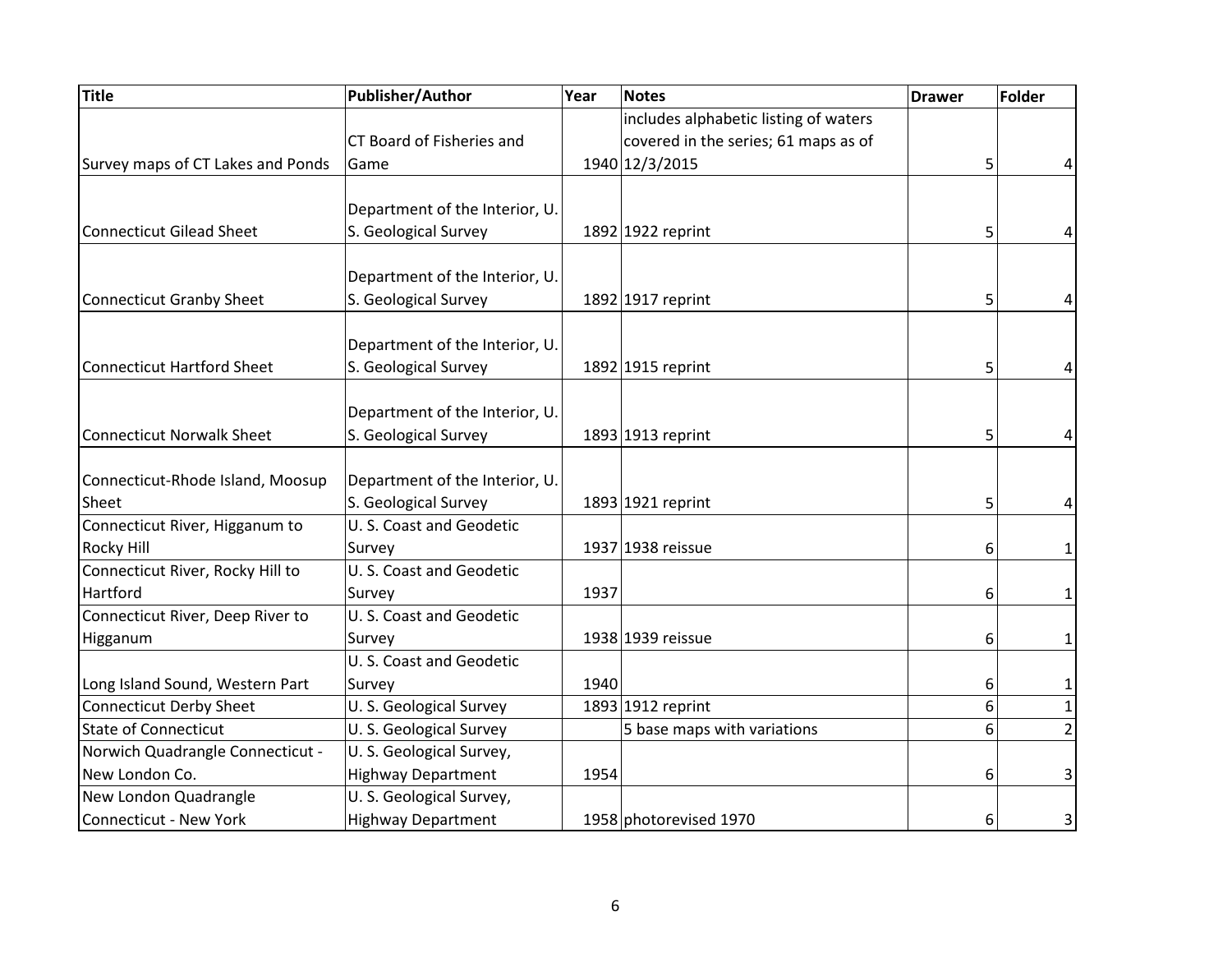| Title | Publisher/Author | Year | Notes | Drawer | Folder |
| --- | --- | --- | --- | --- | --- |
| Survey maps of CT Lakes and Ponds | CT Board of Fisheries and Game | 1940 | includes alphabetic listing of waters covered in the series; 61 maps as of 12/3/2015 | 5 | 4 |
| Connecticut Gilead Sheet | Department of the Interior, U. S. Geological Survey | 1892 | 1922 reprint | 5 | 4 |
| Connecticut Granby Sheet | Department of the Interior, U. S. Geological Survey | 1892 | 1917 reprint | 5 | 4 |
| Connecticut Hartford Sheet | Department of the Interior, U. S. Geological Survey | 1892 | 1915 reprint | 5 | 4 |
| Connecticut Norwalk Sheet | Department of the Interior, U. S. Geological Survey | 1893 | 1913 reprint | 5 | 4 |
| Connecticut-Rhode Island, Moosup Sheet | Department of the Interior, U. S. Geological Survey | 1893 | 1921 reprint | 5 | 4 |
| Connecticut River, Higganum to Rocky Hill | U. S. Coast and Geodetic Survey | 1937 | 1938 reissue | 6 | 1 |
| Connecticut River, Rocky Hill to Hartford | U. S. Coast and Geodetic Survey | 1937 | | 6 | 1 |
| Connecticut River, Deep River to Higganum | U. S. Coast and Geodetic Survey | 1938 | 1939 reissue | 6 | 1 |
| Long Island Sound, Western Part | U. S. Coast and Geodetic Survey | 1940 | | 6 | 1 |
| Connecticut Derby Sheet | U. S. Geological Survey | 1893 | 1912 reprint | 6 | 1 |
| State of Connecticut | U. S. Geological Survey | | 5 base maps with variations | 6 | 2 |
| Norwich Quadrangle Connecticut - New London Co. | U. S. Geological Survey, Highway Department | 1954 | | 6 | 3 |
| New London Quadrangle Connecticut - New York | U. S. Geological Survey, Highway Department | 1958 | photorevised 1970 | 6 | 3 |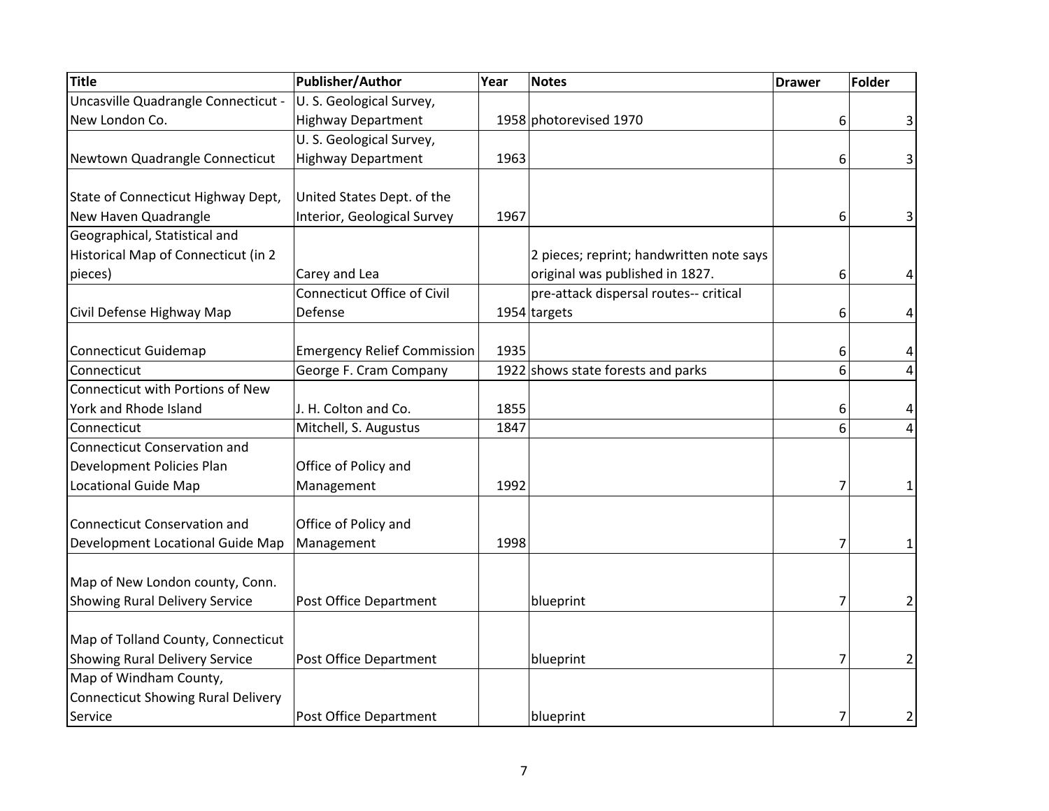| Title | Publisher/Author | Year | Notes | Drawer | Folder |
|---|---|---|---|---|---|
| Uncasville Quadrangle Connecticut - New London Co. | U. S. Geological Survey, Highway Department | 1958 | photorevised 1970 | 6 | 3 |
| Newtown Quadrangle Connecticut | U. S. Geological Survey, Highway Department | 1963 | | 6 | 3 |
| State of Connecticut Highway Dept, New Haven Quadrangle | United States Dept. of the Interior, Geological Survey | 1967 | | 6 | 3 |
| Geographical, Statistical and Historical Map of Connecticut (in 2 pieces) | Carey and Lea | | 2 pieces; reprint; handwritten note says original was published in 1827. | 6 | 4 |
| Civil Defense Highway Map | Connecticut Office of Civil Defense | 1954 | pre-attack dispersal routes-- critical targets | 6 | 4 |
| Connecticut Guidemap | Emergency Relief Commission | 1935 | | 6 | 4 |
| Connecticut | George F. Cram Company | 1922 | shows state forests and parks | 6 | 4 |
| Connecticut with Portions of New York and Rhode Island | J. H. Colton and Co. | 1855 | | 6 | 4 |
| Connecticut | Mitchell, S. Augustus | 1847 | | 6 | 4 |
| Connecticut Conservation and Development Policies Plan Locational Guide Map | Office of Policy and Management | 1992 | | 7 | 1 |
| Connecticut Conservation and Development Locational Guide Map | Office of Policy and Management | 1998 | | 7 | 1 |
| Map of New London county, Conn. Showing Rural Delivery Service | Post Office Department | | blueprint | 7 | 2 |
| Map of Tolland County, Connecticut Showing Rural Delivery Service | Post Office Department | | blueprint | 7 | 2 |
| Map of Windham County, Connecticut Showing Rural Delivery Service | Post Office Department | | blueprint | 7 | 2 |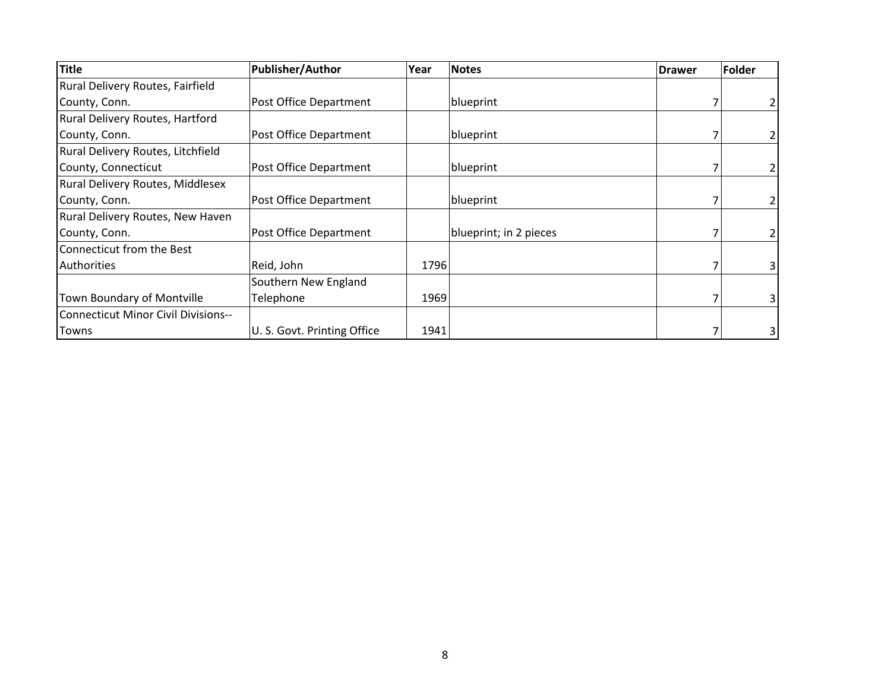| Title | Publisher/Author | Year | Notes | Drawer | Folder |
|---|---|---|---|---|---|
| Rural Delivery Routes, Fairfield County, Conn. | Post Office Department | | blueprint | 7 | 2 |
| Rural Delivery Routes, Hartford County, Conn. | Post Office Department | | blueprint | 7 | 2 |
| Rural Delivery Routes, Litchfield County, Connecticut | Post Office Department | | blueprint | 7 | 2 |
| Rural Delivery Routes, Middlesex County, Conn. | Post Office Department | | blueprint | 7 | 2 |
| Rural Delivery Routes, New Haven County, Conn. | Post Office Department | | blueprint; in 2 pieces | 7 | 2 |
| Connecticut from the Best Authorities | Reid, John | 1796 | | 7 | 3 |
| Town Boundary of Montville | Southern New England Telephone | 1969 | | 7 | 3 |
| Connecticut Minor Civil Divisions--Towns | U. S. Govt. Printing Office | 1941 | | 7 | 3 |